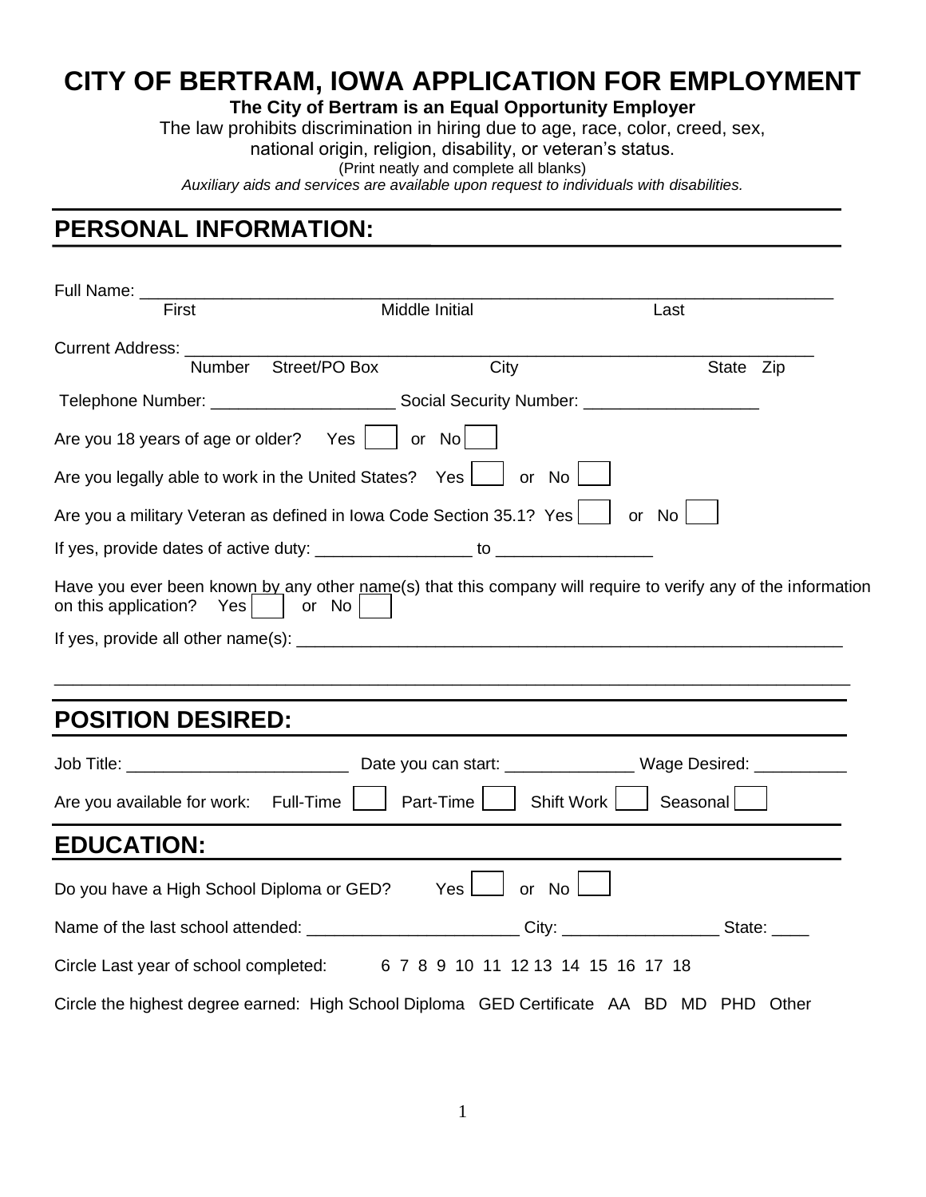# CITY OF BERTRAM, IOWA APPLICATION FOR EMPLOYMENT

**The City of Bertram is an Equal Opportunity Employer**

The law prohibits discrimination in hiring due to age, race, color, creed, sex, national origin, religion, disability, or veteran's status.

(Print neatly and complete all blanks)

*Auxiliary aids and services are available upon request to individuals with disabilities.*

## PERSONAL INFORMATION:

Full Name: ______________________________________________________________________________

First Middle Initial Last

Current Address: __________________________________________________________________________

Number Street/PO Box City State Zip

Telephone Number: ____________________ Social Security Number: ___________________

Are you 18 years of age or older? Yes ☐ or No ☐

Are you legally able to work in the United States? Yes ☐ or No ☐

Are you a military Veteran as defined in Iowa Code Section 35.1? Yes ☐ or No ☐

If yes, provide dates of active duty: _________________ to _________________

Have you ever been known by any other name(s) that this company will require to verify any of the information on this application? Yes ☐ or No ☐

If yes, provide all other name(s): ______________________________________________________________

_____________________________________________________________________________________

## POSITION DESIRED:

Job Title: ________________________ Date you can start: ______________ Wage Desired: __________

Are you available for work: Full-Time ☐ Part-Time ☐ Shift Work ☐ Seasonal ☐

## EDUCATION:

Do you have a High School Diploma or GED? Yes ☐ or No ☐

Name of the last school attended: _______________________ City: _________________ State: ____

Circle Last year of school completed: 6 7 8 9 10 11 12 13 14 15 16 17 18

Circle the highest degree earned: High School Diploma GED Certificate AA BD MD PHD Other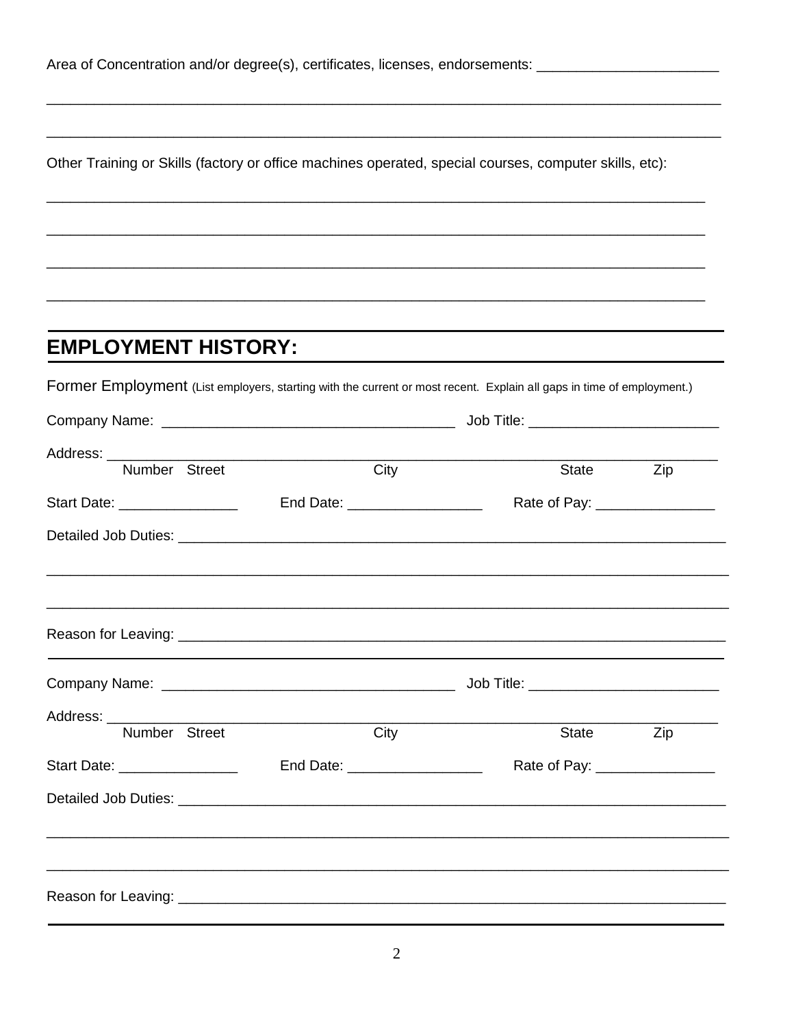Area of Concentration and/or degree(s), certificates, licenses, endorsements: ______________________

________________________________________________________________________________

________________________________________________________________________________

Other Training or Skills (factory or office machines operated, special courses, computer skills, etc):

________________________________________________________________________________

________________________________________________________________________________

________________________________________________________________________________

________________________________________________________________________________

## EMPLOYMENT HISTORY:

Former Employment (List employers, starting with the current or most recent. Explain all gaps in time of employment.)

Company Name: ___________________________________ Job Title: ______________________

Address: ________________________________________________________________________
Number Street City State Zip

Start Date: ______________ End Date: ________________ Rate of Pay: ______________

Detailed Job Duties: ______________________________________________________________

________________________________________________________________________________

________________________________________________________________________________

Reason for Leaving: ______________________________________________________________

Company Name: ___________________________________ Job Title: ______________________

Address: ________________________________________________________________________
Number Street City State Zip

Start Date: ______________ End Date: ________________ Rate of Pay: ______________

Detailed Job Duties: ______________________________________________________________

________________________________________________________________________________

________________________________________________________________________________

Reason for Leaving: ______________________________________________________________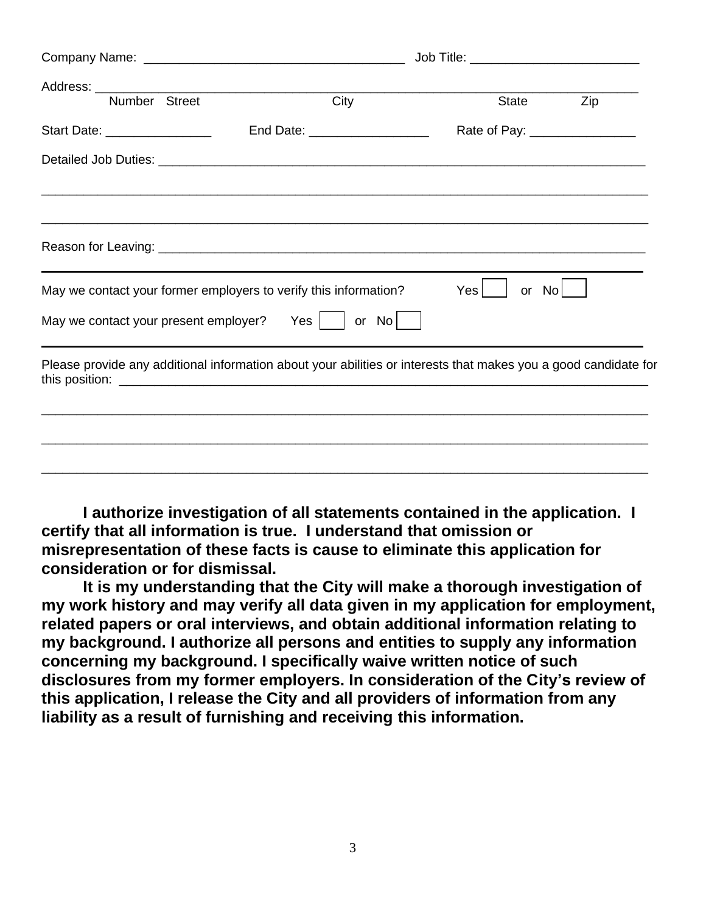Company Name: ____________________________________ Job Title: _______________________

Address: ______________________________________________________________________
Number Street City State Zip

Start Date: _______________ End Date: _________________ Rate of Pay: _______________

Detailed Job Duties: ____________________________________________________________

_______________________________________________________________________________

_______________________________________________________________________________

Reason for Leaving: _____________________________________________________________

---

May we contact your former employers to verify this information? Yes [ ] or No [ ]

May we contact your present employer? Yes [ ] or No [ ]

---

Please provide any additional information about your abilities or interests that makes you a good candidate for this position: ___________________________________________________________________

_______________________________________________________________________________

_______________________________________________________________________________

_______________________________________________________________________________

**I authorize investigation of all statements contained in the application. I certify that all information is true. I understand that omission or misrepresentation of these facts is cause to eliminate this application for consideration or for dismissal.**

**It is my understanding that the City will make a thorough investigation of my work history and may verify all data given in my application for employment, related papers or oral interviews, and obtain additional information relating to my background. I authorize all persons and entities to supply any information concerning my background. I specifically waive written notice of such disclosures from my former employers. In consideration of the City's review of this application, I release the City and all providers of information from any liability as a result of furnishing and receiving this information.**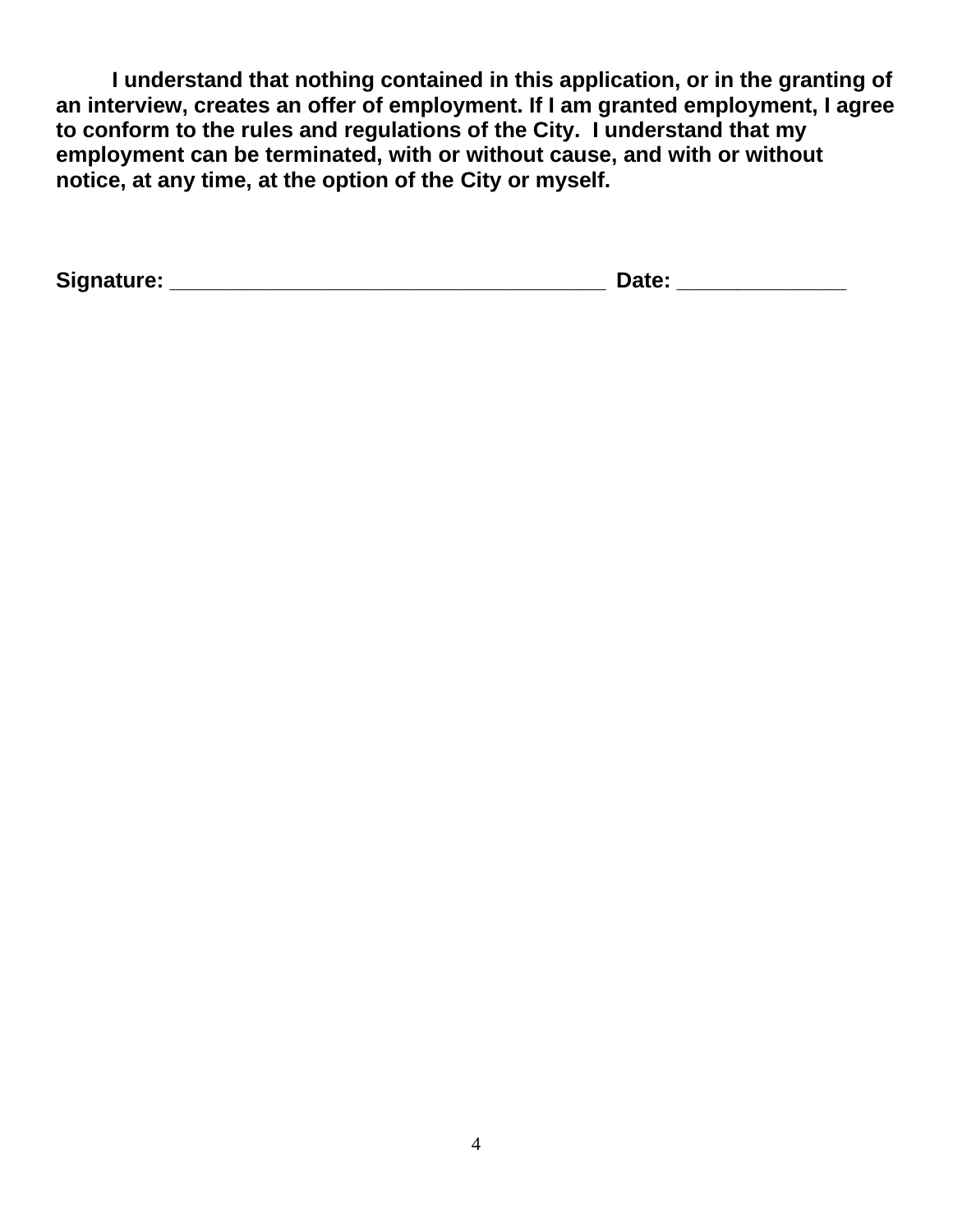**I understand that nothing contained in this application, or in the granting of an interview, creates an offer of employment. If I am granted employment, I agree to conform to the rules and regulations of the City. I understand that my employment can be terminated, with or without cause, and with or without notice, at any time, at the option of the City or myself.**

**Signature: _____________________________________ Date: ______________**